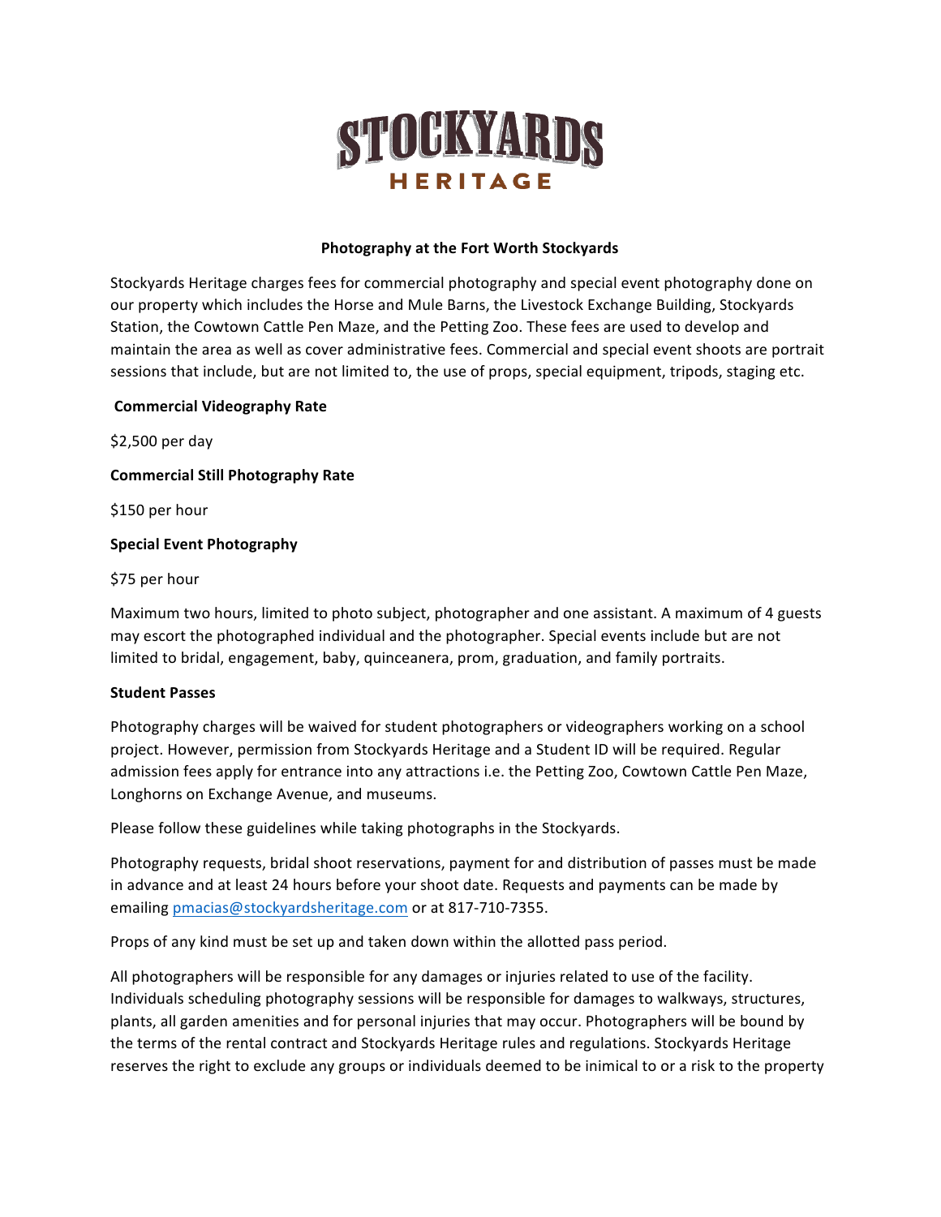# STOCKYARDS HERITAGE

## Photography at the Fort Worth Stockyards

Stockyards Heritage charges fees for commercial photography and special event photography done on our property which includes the Horse and Mule Barns, the Livestock Exchange Building, Stockyards Station, the Cowtown Cattle Pen Maze, and the Petting Zoo. These fees are used to develop and maintain the area as well as cover administrative fees. Commercial and special event shoots are portrait sessions that include, but are not limited to, the use of props, special equipment, tripods, staging etc.

**Commercial Videography Rate**

$2,500 per day

**Commercial Still Photography Rate**

$150 per hour

**Special Event Photography**

$75 per hour

Maximum two hours, limited to photo subject, photographer and one assistant. A maximum of 4 guests may escort the photographed individual and the photographer. Special events include but are not limited to bridal, engagement, baby, quinceanera, prom, graduation, and family portraits.

**Student Passes**

Photography charges will be waived for student photographers or videographers working on a school project. However, permission from Stockyards Heritage and a Student ID will be required. Regular admission fees apply for entrance into any attractions i.e. the Petting Zoo, Cowtown Cattle Pen Maze, Longhorns on Exchange Avenue, and museums.

Please follow these guidelines while taking photographs in the Stockyards.

Photography requests, bridal shoot reservations, payment for and distribution of passes must be made in advance and at least 24 hours before your shoot date. Requests and payments can be made by emailing [pmacias@stockyardsheritage.com](mailto:pmacias@stockyardsheritage.com) or at 817-710-7355.

Props of any kind must be set up and taken down within the allotted pass period.

All photographers will be responsible for any damages or injuries related to use of the facility. Individuals scheduling photography sessions will be responsible for damages to walkways, structures, plants, all garden amenities and for personal injuries that may occur. Photographers will be bound by the terms of the rental contract and Stockyards Heritage rules and regulations. Stockyards Heritage reserves the right to exclude any groups or individuals deemed to be inimical to or a risk to the property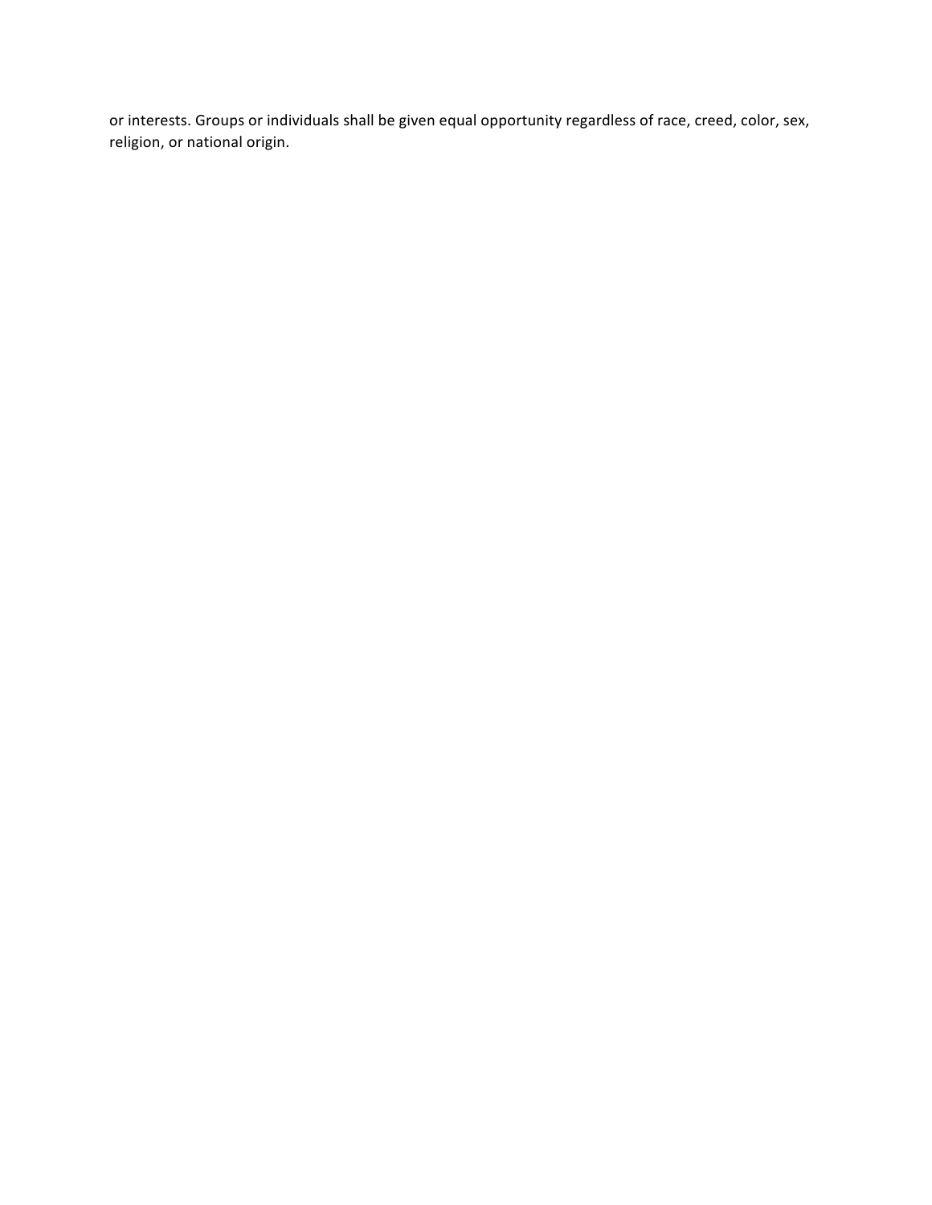or interests. Groups or individuals shall be given equal opportunity regardless of race, creed, color, sex, religion, or national origin.